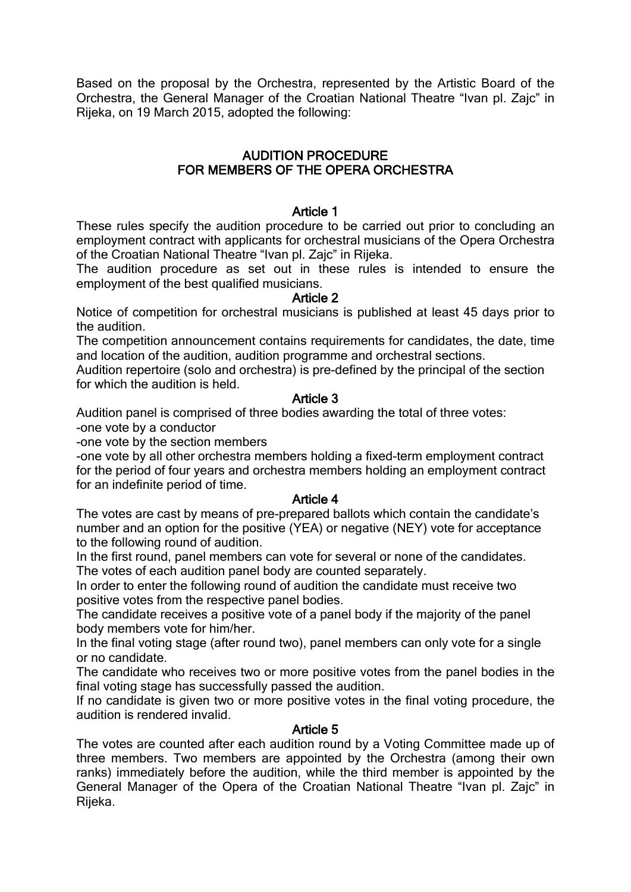Based on the proposal by the Orchestra, represented by the Artistic Board of the Orchestra, the General Manager of the Croatian National Theatre "Ivan pl. Zajc" in Rijeka, on 19 March 2015, adopted the following:

# AUDITION PROCEDURE
# FOR MEMBERS OF THE OPERA ORCHESTRA

## Article 1

These rules specify the audition procedure to be carried out prior to concluding an employment contract with applicants for orchestral musicians of the Opera Orchestra of the Croatian National Theatre "Ivan pl. Zajc" in Rijeka.

The audition procedure as set out in these rules is intended to ensure the employment of the best qualified musicians.

## Article 2

Notice of competition for orchestral musicians is published at least 45 days prior to the audition.

The competition announcement contains requirements for candidates, the date, time and location of the audition, audition programme and orchestral sections.

Audition repertoire (solo and orchestra) is pre-defined by the principal of the section for which the audition is held.

## Article 3

Audition panel is comprised of three bodies awarding the total of three votes:

-one vote by a conductor

-one vote by the section members

-one vote by all other orchestra members holding a fixed-term employment contract for the period of four years and orchestra members holding an employment contract for an indefinite period of time.

## Article 4

The votes are cast by means of pre-prepared ballots which contain the candidate's number and an option for the positive (YEA) or negative (NEY) vote for acceptance to the following round of audition.

In the first round, panel members can vote for several or none of the candidates.

The votes of each audition panel body are counted separately.

In order to enter the following round of audition the candidate must receive two positive votes from the respective panel bodies.

The candidate receives a positive vote of a panel body if the majority of the panel body members vote for him/her.

In the final voting stage (after round two), panel members can only vote for a single or no candidate.

The candidate who receives two or more positive votes from the panel bodies in the final voting stage has successfully passed the audition.

If no candidate is given two or more positive votes in the final voting procedure, the audition is rendered invalid.

## Article 5

The votes are counted after each audition round by a Voting Committee made up of three members. Two members are appointed by the Orchestra (among their own ranks) immediately before the audition, while the third member is appointed by the General Manager of the Opera of the Croatian National Theatre "Ivan pl. Zajc" in Rijeka.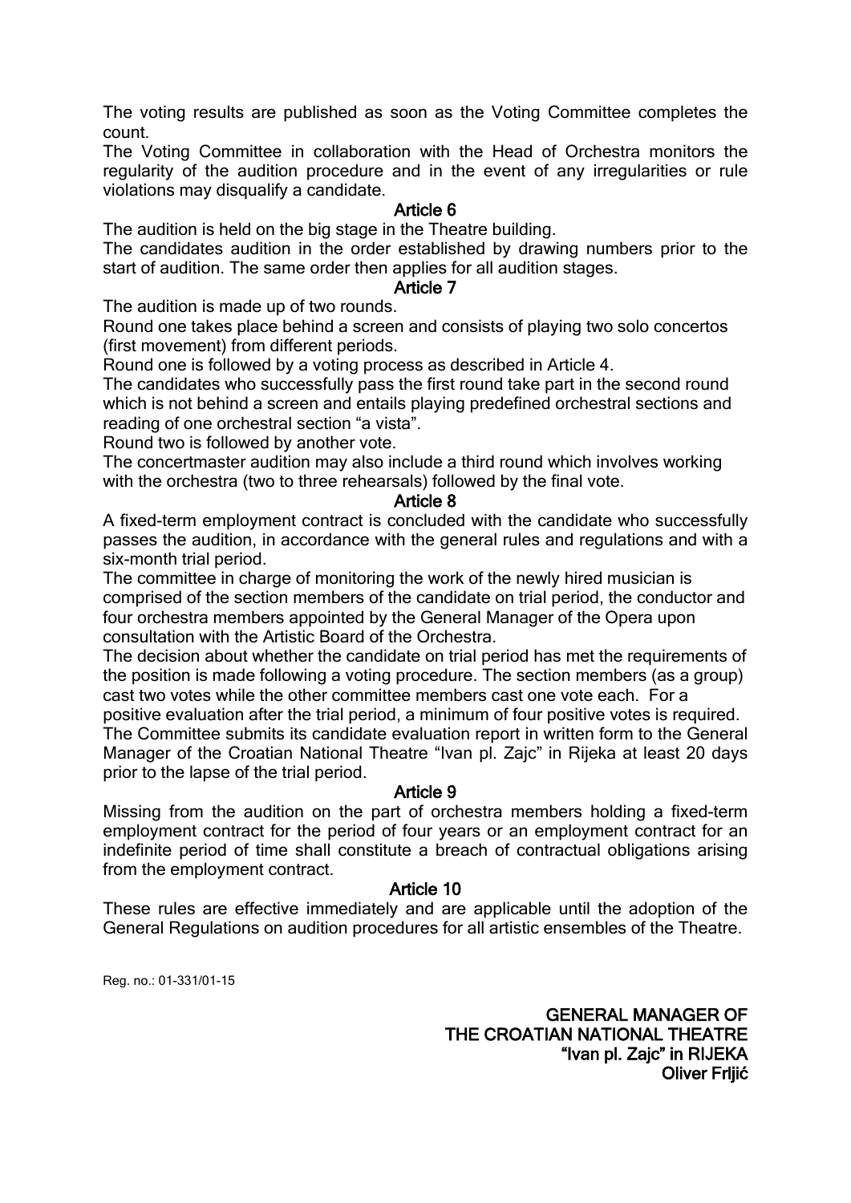The voting results are published as soon as the Voting Committee completes the count.

The Voting Committee in collaboration with the Head of Orchestra monitors the regularity of the audition procedure and in the event of any irregularities or rule violations may disqualify a candidate.

### Article 6

The audition is held on the big stage in the Theatre building.

The candidates audition in the order established by drawing numbers prior to the start of audition. The same order then applies for all audition stages.

### Article 7

The audition is made up of two rounds.

Round one takes place behind a screen and consists of playing two solo concertos (first movement) from different periods.

Round one is followed by a voting process as described in Article 4.

The candidates who successfully pass the first round take part in the second round which is not behind a screen and entails playing predefined orchestral sections and reading of one orchestral section "a vista".

Round two is followed by another vote.

The concertmaster audition may also include a third round which involves working with the orchestra (two to three rehearsals) followed by the final vote.

### Article 8

A fixed-term employment contract is concluded with the candidate who successfully passes the audition, in accordance with the general rules and regulations and with a six-month trial period.

The committee in charge of monitoring the work of the newly hired musician is comprised of the section members of the candidate on trial period, the conductor and four orchestra members appointed by the General Manager of the Opera upon consultation with the Artistic Board of the Orchestra.

The decision about whether the candidate on trial period has met the requirements of the position is made following a voting procedure. The section members (as a group) cast two votes while the other committee members cast one vote each. For a positive evaluation after the trial period, a minimum of four positive votes is required.

The Committee submits its candidate evaluation report in written form to the General Manager of the Croatian National Theatre "Ivan pl. Zajc" in Rijeka at least 20 days prior to the lapse of the trial period.

### Article 9

Missing from the audition on the part of orchestra members holding a fixed-term employment contract for the period of four years or an employment contract for an indefinite period of time shall constitute a breach of contractual obligations arising from the employment contract.

### Article 10

These rules are effective immediately and are applicable until the adoption of the General Regulations on audition procedures for all artistic ensembles of the Theatre.

Reg. no.: 01-331/01-15

**GENERAL MANAGER OF**
**THE CROATIAN NATIONAL THEATRE**
**"Ivan pl. Zajc" in RIJEKA**
**Oliver Frljić**